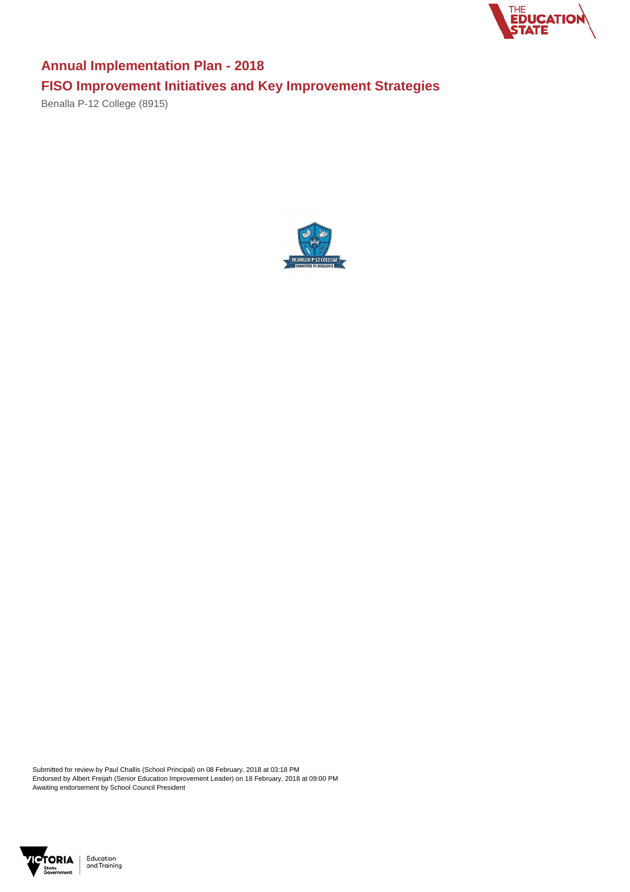# Annual Implementation Plan - 2018

## FISO Improvement Initiatives and Key Improvement Strategies

Benalla P-12 College (8915)

Submitted for review by Paul Challis (School Principal) on 08 February, 2018 at 03:18 PM
Endorsed by Albert Freijah (Senior Education Improvement Leader) on 18 February, 2018 at 09:00 PM
Awaiting endorsement by School Council President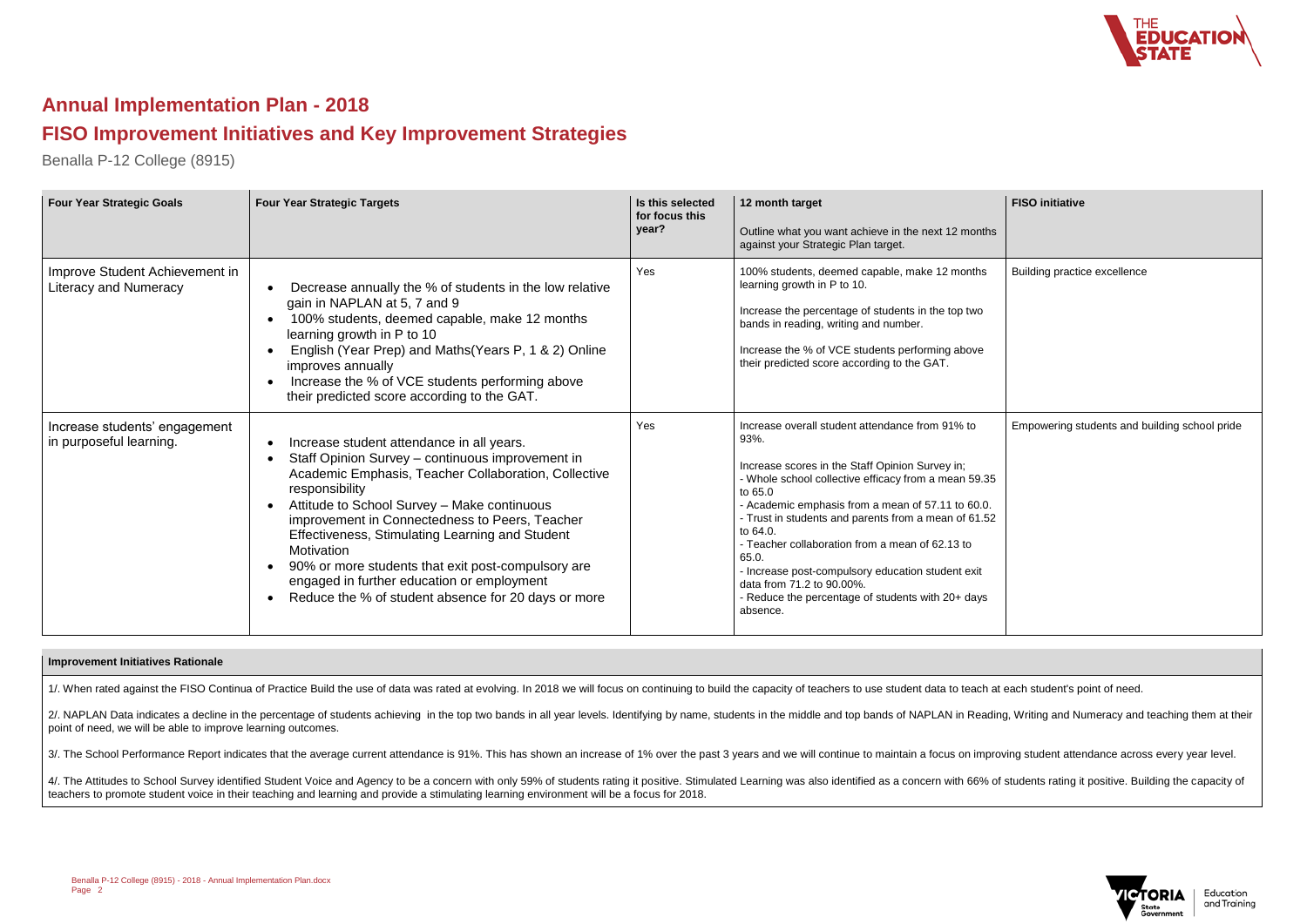# Annual Implementation Plan - 2018

## FISO Improvement Initiatives and Key Improvement Strategies

Benalla P-12 College (8915)

| Four Year Strategic Goals | Four Year Strategic Targets | Is this selected for focus this year? | 12 month target<br><br>Outline what you want achieve in the next 12 months against your Strategic Plan target. | FISO initiative |
|---|---|---|---|---|
| Improve Student Achievement in Literacy and Numeracy | • Decrease annually the % of students in the low relative gain in NAPLAN at 5, 7 and 9<br>• 100% students, deemed capable, make 12 months learning growth in P to 10<br>• English (Year Prep) and Maths(Years P, 1 & 2) Online improves annually<br>• Increase the % of VCE students performing above their predicted score according to the GAT. | Yes | 100% students, deemed capable, make 12 months learning growth in P to 10.<br><br>Increase the percentage of students in the top two bands in reading, writing and number.<br><br>Increase the % of VCE students performing above their predicted score according to the GAT. | Building practice excellence |
| Increase students' engagement in purposeful learning. | • Increase student attendance in all years.<br>• Staff Opinion Survey – continuous improvement in Academic Emphasis, Teacher Collaboration, Collective responsibility<br>• Attitude to School Survey – Make continuous improvement in Connectedness to Peers, Teacher Effectiveness, Stimulating Learning and Student Motivation<br>• 90% or more students that exit post-compulsory are engaged in further education or employment<br>• Reduce the % of student absence for 20 days or more | Yes | Increase overall student attendance from 91% to 93%.<br><br>Increase scores in the Staff Opinion Survey in;<br>- Whole school collective efficacy from a mean 59.35 to 65.0<br>- Academic emphasis from a mean of 57.11 to 60.0.<br>- Trust in students and parents from a mean of 61.52 to 64.0.<br>- Teacher collaboration from a mean of 62.13 to 65.0.<br>- Increase post-compulsory education student exit data from 71.2 to 90.00%.<br>- Reduce the percentage of students with 20+ days absence. | Empowering students and building school pride |

**Improvement Initiatives Rationale**

1/. When rated against the FISO Continua of Practice Build the use of data was rated at evolving. In 2018 we will focus on continuing to build the capacity of teachers to use student data to teach at each student's point of need.

2/. NAPLAN Data indicates a decline in the percentage of students achieving in the top two bands in all year levels. Identifying by name, students in the middle and top bands of NAPLAN in Reading, Writing and Numeracy and teaching them at their point of need, we will be able to improve learning outcomes.

3/. The School Performance Report indicates that the average current attendance is 91%. This has shown an increase of 1% over the past 3 years and we will continue to maintain a focus on improving student attendance across every year level.

4/. The Attitudes to School Survey identified Student Voice and Agency to be a concern with only 59% of students rating it positive. Stimulated Learning was also identified as a concern with 66% of students rating it positive. Building the capacity of teachers to promote student voice in their teaching and learning and provide a stimulating learning environment will be a focus for 2018.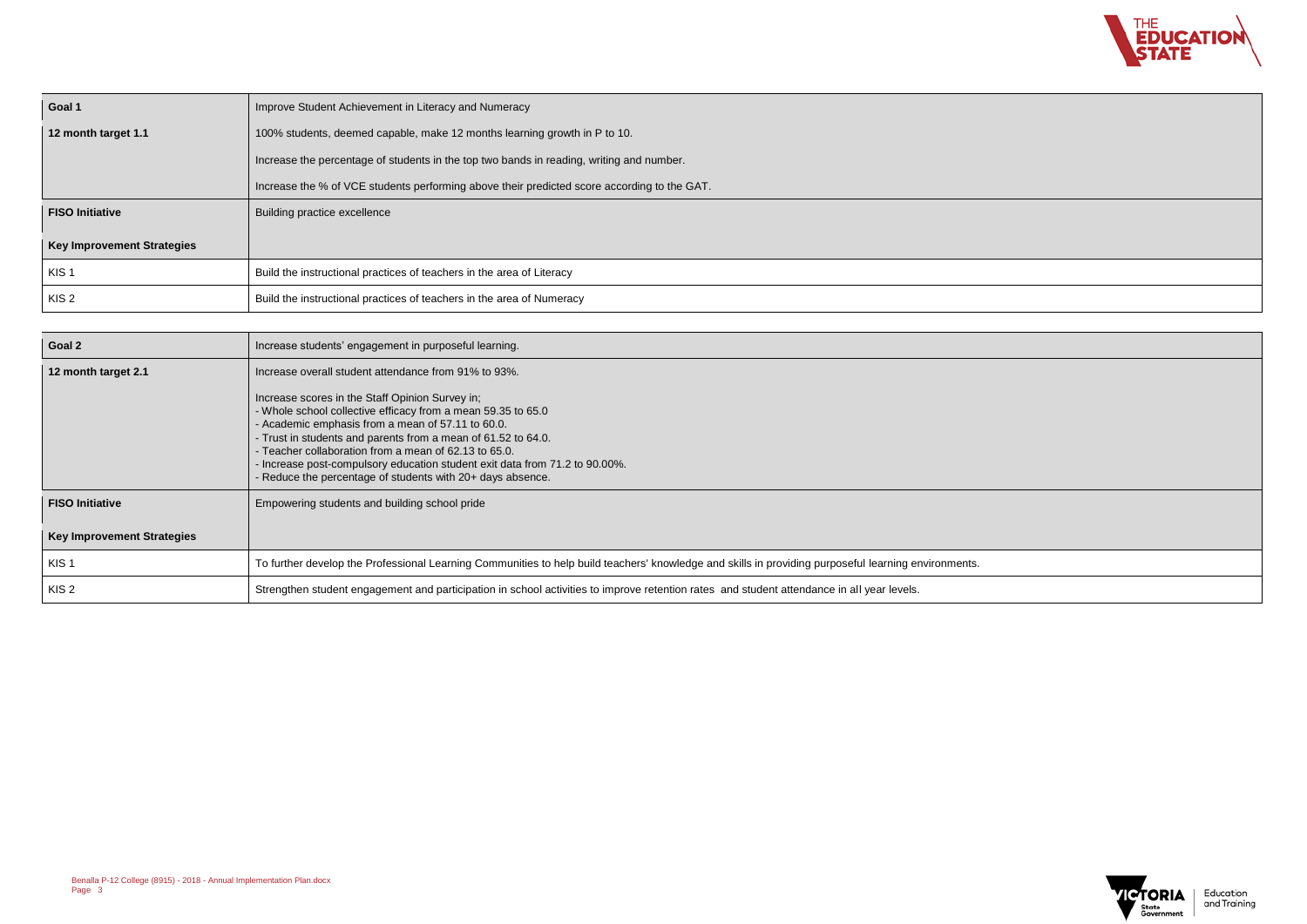| | |
|---|---|
| **Goal 1** | Improve Student Achievement in Literacy and Numeracy |
| **12 month target 1.1** | 100% students, deemed capable, make 12 months learning growth in P to 10.<br><br>Increase the percentage of students in the top two bands in reading, writing and number.<br><br>Increase the % of VCE students performing above their predicted score according to the GAT. |
| **FISO Initiative** | Building practice excellence |
| **Key Improvement Strategies** | |
| KIS 1 | Build the instructional practices of teachers in the area of Literacy |
| KIS 2 | Build the instructional practices of teachers in the area of Numeracy |

| | |
|---|---|
| **Goal 2** | Increase students' engagement in purposeful learning. |
| **12 month target 2.1** | Increase overall student attendance from 91% to 93%.<br><br>Increase scores in the Staff Opinion Survey in;<br>- Whole school collective efficacy from a mean 59.35 to 65.0<br>- Academic emphasis from a mean of 57.11 to 60.0.<br>- Trust in students and parents from a mean of 61.52 to 64.0.<br>- Teacher collaboration from a mean of 62.13 to 65.0.<br>- Increase post-compulsory education student exit data from 71.2 to 90.00%.<br>- Reduce the percentage of students with 20+ days absence. |
| **FISO Initiative** | Empowering students and building school pride |
| **Key Improvement Strategies** | |
| KIS 1 | To further develop the Professional Learning Communities to help build teachers' knowledge and skills in providing purposeful learning environments. |
| KIS 2 | Strengthen student engagement and participation in school activities to improve retention rates and student attendance in all year levels. |